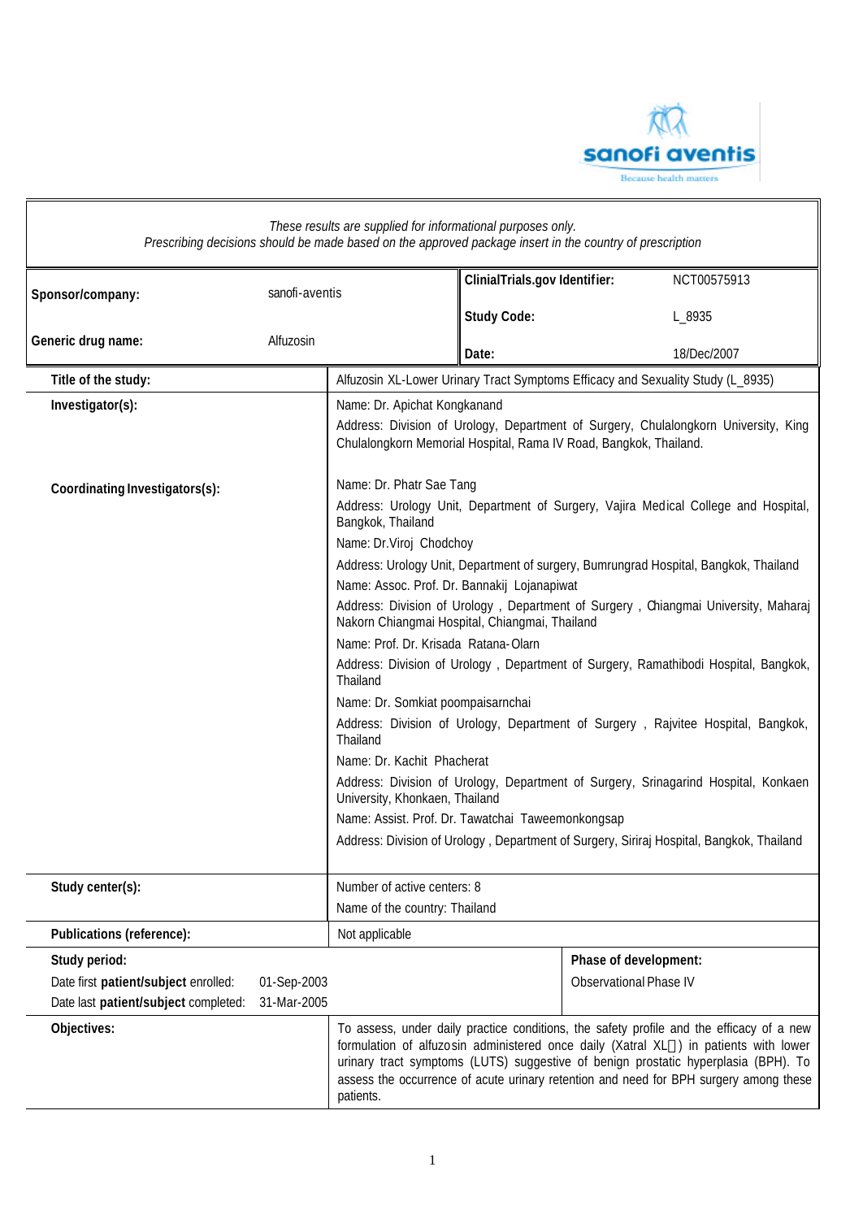*These results are supplied for informational purposes only.*
*Prescribing decisions should be made based on the approved package insert in the country of prescription*

| | | | |
|---|---|---|---|
| **Sponsor/company:** | sanofi-aventis | **ClinialTrials.gov Identifier:** | NCT00575913 |
| | | **Study Code:** | L_8935 |
| **Generic drug name:** | Alfuzosin | **Date:** | 18/Dec/2007 |

| | |
|---|---|
| **Title of the study:** | Alfuzosin XL-Lower Urinary Tract Symptoms Efficacy and Sexuality Study (L_8935) |
| **Investigator(s):** | Name: Dr. Apichat Kongkanand<br>Address: Division of Urology, Department of Surgery, Chulalongkorn University, King Chulalongkorn Memorial Hospital, Rama IV Road, Bangkok, Thailand. |
| **Coordinating Investigators(s):** | Name: Dr. Phatr Sae Tang<br>Address: Urology Unit, Department of Surgery, Vajira Medical College and Hospital, Bangkok, Thailand<br>Name: Dr.Viroj Chodchoy<br>Address: Urology Unit, Department of surgery, Bumrungrad Hospital, Bangkok, Thailand<br>Name: Assoc. Prof. Dr. Bannakij Lojanapiwat<br>Address: Division of Urology , Department of Surgery , Chiangmai University, Maharaj Nakorn Chiangmai Hospital, Chiangmai, Thailand<br>Name: Prof. Dr. Krisada Ratana-Olarn<br>Address: Division of Urology , Department of Surgery, Ramathibodi Hospital, Bangkok, Thailand<br>Name: Dr. Somkiat poompaisarnchai<br>Address: Division of Urology, Department of Surgery , Rajvitee Hospital, Bangkok, Thailand<br>Name: Dr. Kachit Phacherat<br>Address: Division of Urology, Department of Surgery, Srinagarind Hospital, Konkaen University, Khonkaen, Thailand<br>Name: Assist. Prof. Dr. Tawatchai Taweemonkongsap<br>Address: Division of Urology , Department of Surgery, Siriraj Hospital, Bangkok, Thailand |
| **Study center(s):** | Number of active centers: 8<br>Name of the country: Thailand |
| **Publications (reference):** | Not applicable |

| | | |
|---|---|---|
| **Study period:** | | **Phase of development:** |
| Date first **patient/subject** enrolled: | 01-Sep-2003 | Observational Phase IV |
| Date last **patient/subject** completed: | 31-Mar-2005 | |

| | |
|---|---|
| **Objectives:** | To assess, under daily practice conditions, the safety profile and the efficacy of a new formulation of alfuzosin administered once daily (Xatral XL) in patients with lower urinary tract symptoms (LUTS) suggestive of benign prostatic hyperplasia (BPH). To assess the occurrence of acute urinary retention and need for BPH surgery among these patients. |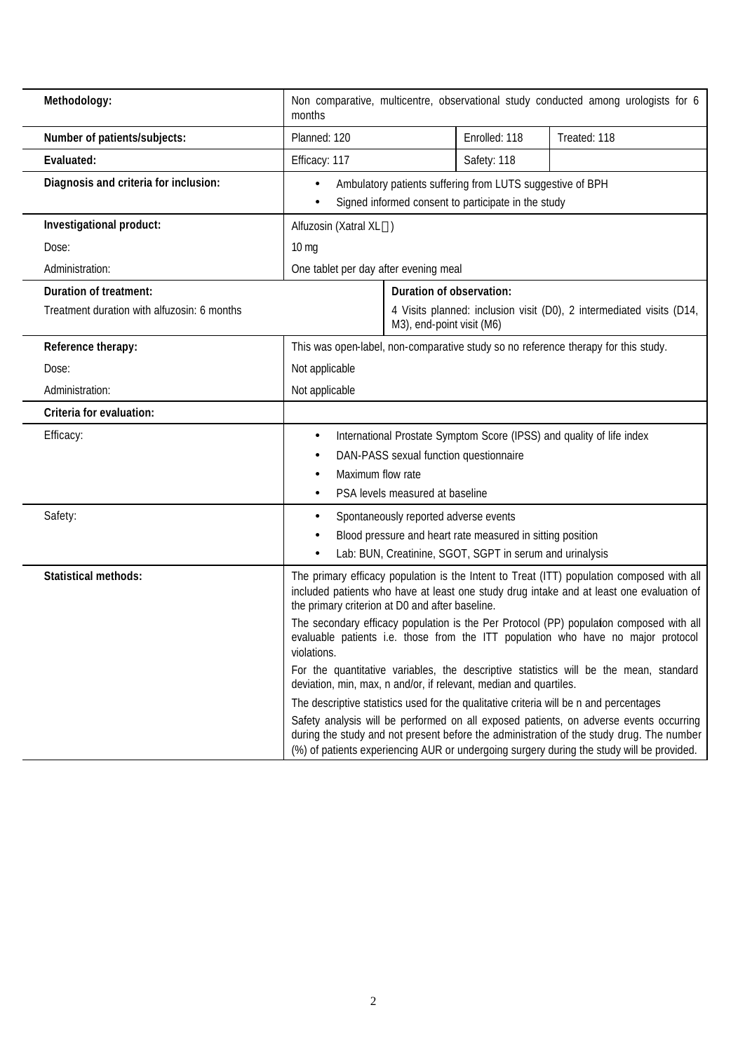| | | | |
|---|---|---|---|
| **Methodology:** | Non comparative, multicentre, observational study conducted among urologists for 6 months | | |
| **Number of patients/subjects:** | Planned: 120 | Enrolled: 118 | Treated: 118 |
| **Evaluated:** | Efficacy: 117 | Safety: 118 | |
| **Diagnosis and criteria for inclusion:** | • Ambulatory patients suffering from LUTS suggestive of BPH<br>• Signed informed consent to participate in the study | | |
| **Investigational product:** | Alfuzosin (Xatral XL) | | |
| Dose: | 10 mg | | |
| Administration: | One tablet per day after evening meal | | |
| **Duration of treatment:**<br>Treatment duration with alfuzosin: 6 months | **Duration of observation:**<br>4 Visits planned: inclusion visit (D0), 2 intermediated visits (D14, M3), end-point visit (M6) | | |
| **Reference therapy:** | This was open-label, non-comparative study so no reference therapy for this study. | | |
| Dose: | Not applicable | | |
| Administration: | Not applicable | | |
| **Criteria for evaluation:** | | | |
| Efficacy: | • International Prostate Symptom Score (IPSS) and quality of life index<br>• DAN-PASS sexual function questionnaire<br>• Maximum flow rate<br>• PSA levels measured at baseline | | |
| Safety: | • Spontaneously reported adverse events<br>• Blood pressure and heart rate measured in sitting position<br>• Lab: BUN, Creatinine, SGOT, SGPT in serum and urinalysis | | |
| **Statistical methods:** | The primary efficacy population is the Intent to Treat (ITT) population composed with all included patients who have at least one study drug intake and at least one evaluation of the primary criterion at D0 and after baseline.<br>The secondary efficacy population is the Per Protocol (PP) population composed with all evaluable patients i.e. those from the ITT population who have no major protocol violations.<br>For the quantitative variables, the descriptive statistics will be the mean, standard deviation, min, max, n and/or, if relevant, median and quartiles.<br>The descriptive statistics used for the qualitative criteria will be n and percentages<br>Safety analysis will be performed on all exposed patients, on adverse events occurring during the study and not present before the administration of the study drug. The number (%) of patients experiencing AUR or undergoing surgery during the study will be provided. | | |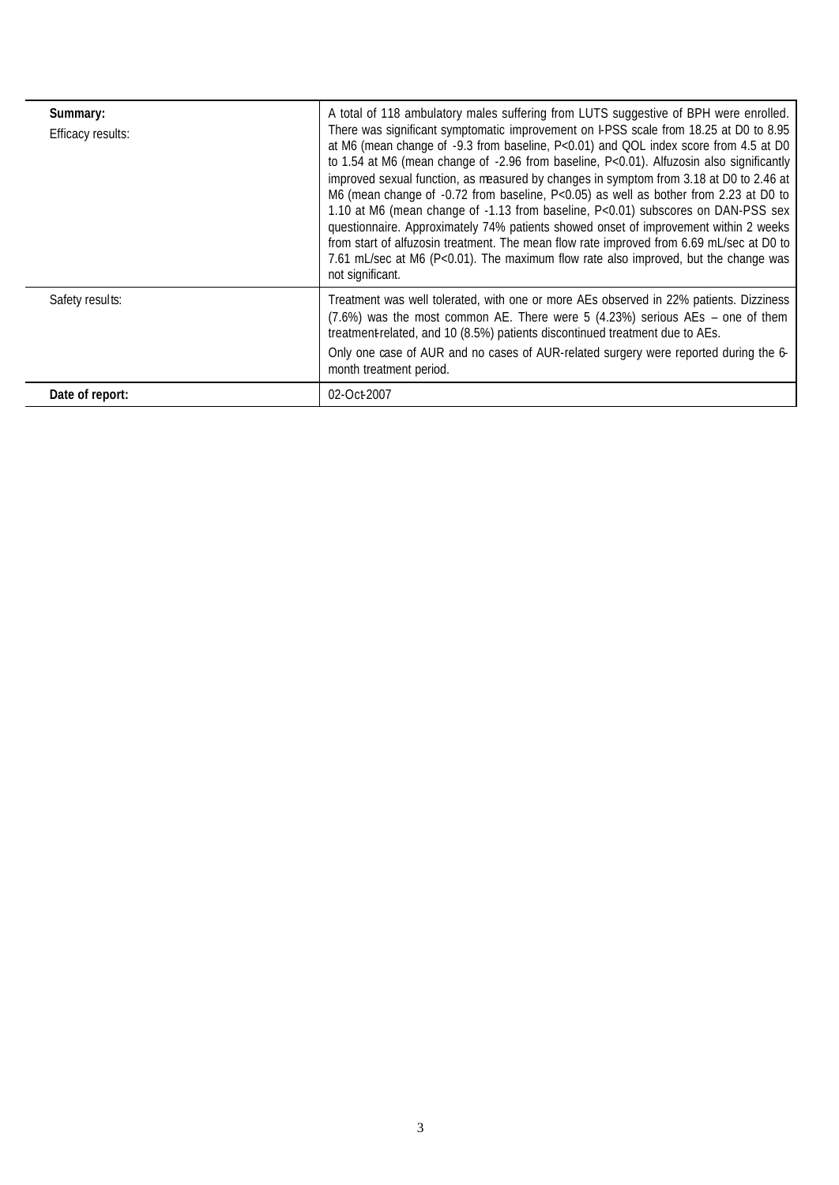| | |
|---|---|
| **Summary:**<br>Efficacy results: | A total of 118 ambulatory males suffering from LUTS suggestive of BPH were enrolled. There was significant symptomatic improvement on I-PSS scale from 18.25 at D0 to 8.95 at M6 (mean change of -9.3 from baseline, P<0.01) and QOL index score from 4.5 at D0 to 1.54 at M6 (mean change of -2.96 from baseline, P<0.01). Alfuzosin also significantly improved sexual function, as measured by changes in symptom from 3.18 at D0 to 2.46 at M6 (mean change of -0.72 from baseline, P<0.05) as well as bother from 2.23 at D0 to 1.10 at M6 (mean change of -1.13 from baseline, P<0.01) subscores on DAN-PSS sex questionnaire. Approximately 74% patients showed onset of improvement within 2 weeks from start of alfuzosin treatment. The mean flow rate improved from 6.69 mL/sec at D0 to 7.61 mL/sec at M6 (P<0.01). The maximum flow rate also improved, but the change was not significant. |
| Safety results: | Treatment was well tolerated, with one or more AEs observed in 22% patients. Dizziness (7.6%) was the most common AE. There were 5 (4.23%) serious AEs – one of them treatment-related, and 10 (8.5%) patients discontinued treatment due to AEs.<br>Only one case of AUR and no cases of AUR-related surgery were reported during the 6-month treatment period. |
| **Date of report:** | 02-Oct-2007 |